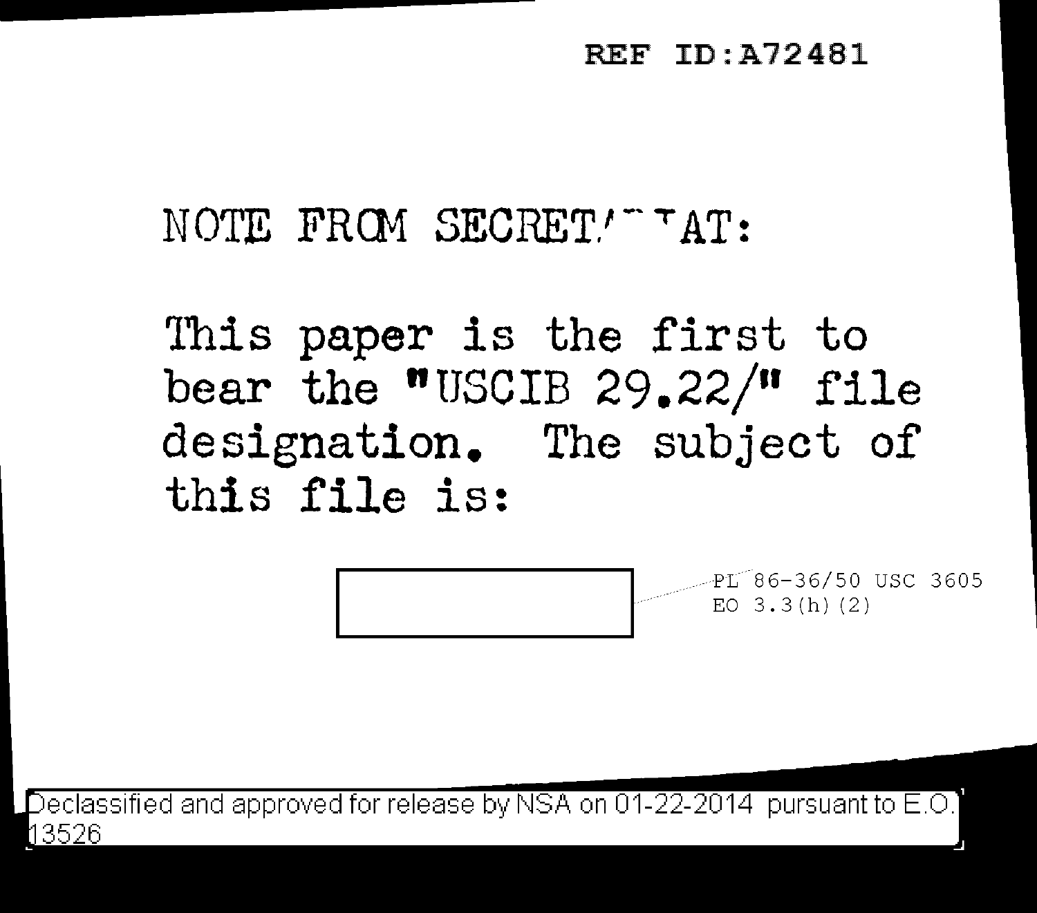REF ID:A72481

NOTE FROM SECRET/‾‾AT:

This paper is the first to bear the "USCIB 29.22/" file designation. The subject of this file is:

[redacted] PL 86-36/50 USC 3605
EO 3.3(h)(2)

Declassified and approved for release by NSA on 01-22-2014 pursuant to E.O. 13526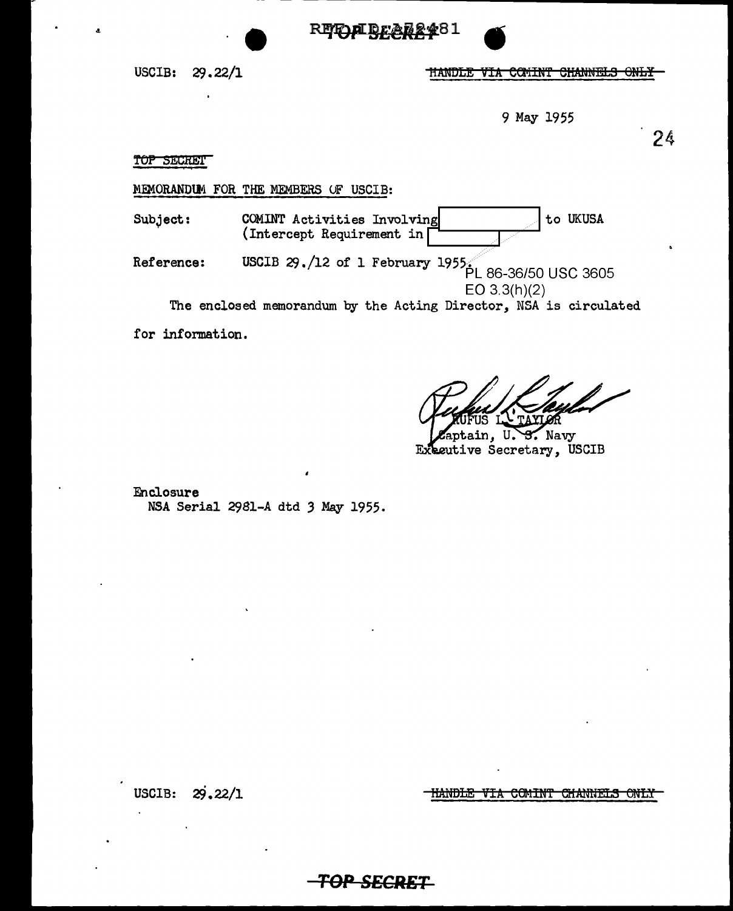USCIB: 29.22/1

~~HANDLE VIA COMINT CHANNELS ONLY~~

9 May 1955

~~TOP SECRET~~

MEMORANDUM FOR THE MEMBERS OF USCIB:

Subject: COMINT Activities Involving [          ] to UKUSA (Intercept Requirement in [          ]

Reference: USCIB 29./12 of 1 February 1955.

PL 86-36/50 USC 3605
EO 3.3(h)(2)

The enclosed memorandum by the Acting Director, NSA is circulated for information.

RUFUS L. TAYLOR
Captain, U. S. Navy
Executive Secretary, USCIB

Enclosure
NSA Serial 2981-A dtd 3 May 1955.

USCIB: 29.22/1

~~HANDLE VIA COMINT CHANNELS ONLY~~

~~TOP SECRET~~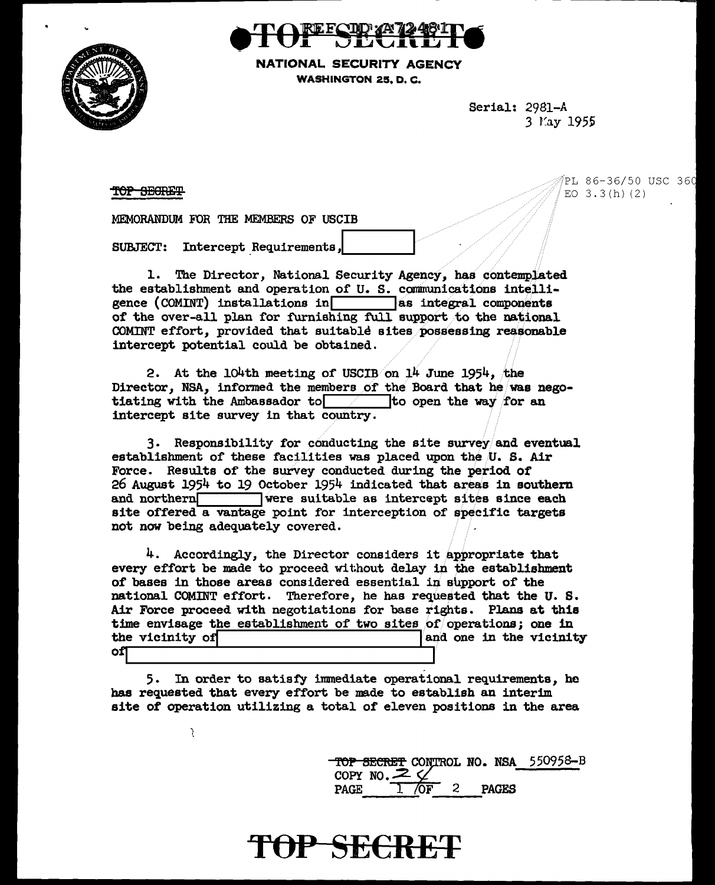NATIONAL SECURITY AGENCY
WASHINGTON 25, D. C.

Serial: 2981-A
3 May 1955

TOP SECRET

PL 86-36/50 USC 3605
EO 3.3(h)(2)

MEMORANDUM FOR THE MEMBERS OF USCIB

SUBJECT: Intercept Requirements, [redacted]

1. The Director, National Security Agency, has contemplated the establishment and operation of U. S. communications intelligence (COMINT) installations in [redacted] as integral components of the over-all plan for furnishing full support to the national COMINT effort, provided that suitable sites possessing reasonable intercept potential could be obtained.

2. At the 104th meeting of USCIB on 14 June 1954, the Director, NSA, informed the members of the Board that he was negotiating with the Ambassador to [redacted] to open the way for an intercept site survey in that country.

3. Responsibility for conducting the site survey and eventual establishment of these facilities was placed upon the U. S. Air Force. Results of the survey conducted during the period of 26 August 1954 to 19 October 1954 indicated that areas in southern and northern [redacted] were suitable as intercept sites since each site offered a vantage point for interception of specific targets not now being adequately covered.

4. Accordingly, the Director considers it appropriate that every effort be made to proceed without delay in the establishment of bases in those areas considered essential in support of the national COMINT effort. Therefore, he has requested that the U. S. Air Force proceed with negotiations for base rights. Plans at this time envisage the establishment of two sites of operations; one in the vicinity of [redacted] and one in the vicinity of [redacted]

5. In order to satisfy immediate operational requirements, he has requested that every effort be made to establish an interim site of operation utilizing a total of eleven positions in the area

TOP SECRET CONTROL NO. NSA 550958-B
COPY NO. 2
PAGE 1 OF 2 PAGES

TOP SECRET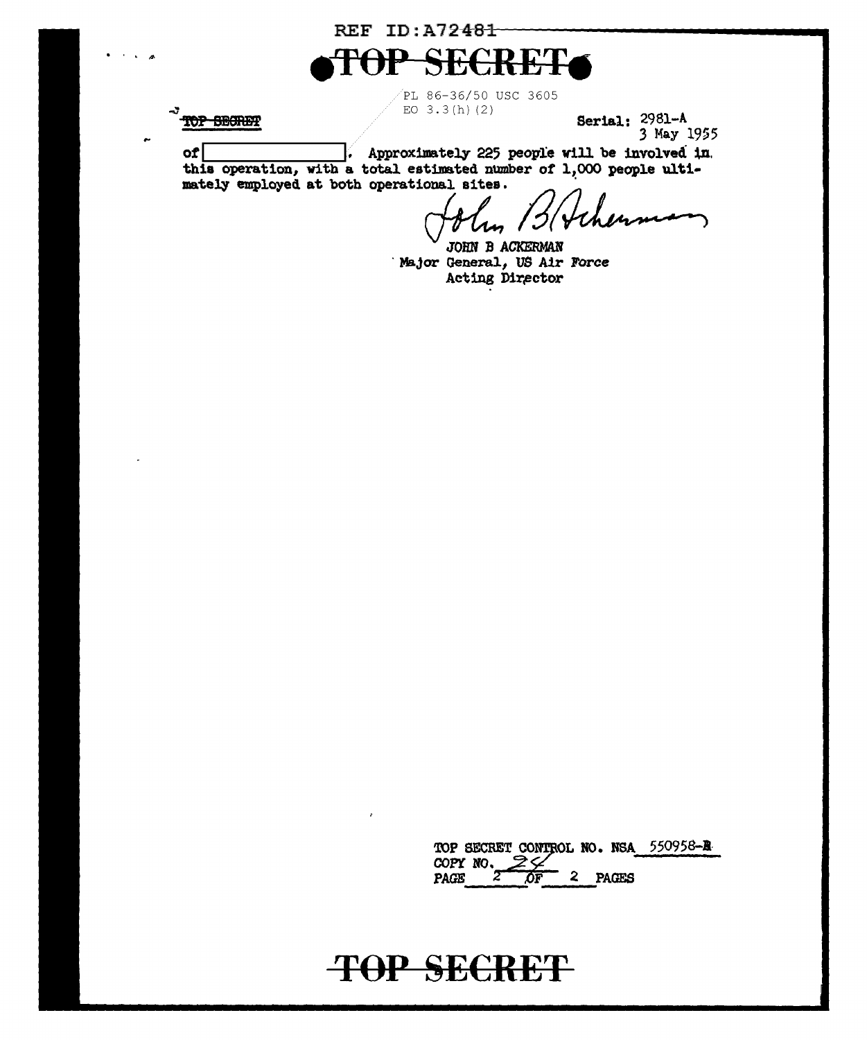REF ID:A72481

**TOP SECRET**

PL 86-36/50 USC 3605
EO 3.3(h)(2)

~~TOP SECRET~~

Serial: 2981-A
3 May 1955

of [ ]. Approximately 225 people will be involved in this operation, with a total estimated number of 1,000 people ultimately employed at both operational sites.

John B Ackerman

JOHN B ACKERMAN
Major General, US Air Force
Acting Director

TOP SECRET CONTROL NO. NSA 550958-A
COPY NO. 24
PAGE 2 OF 2 PAGES

**TOP SECRET**